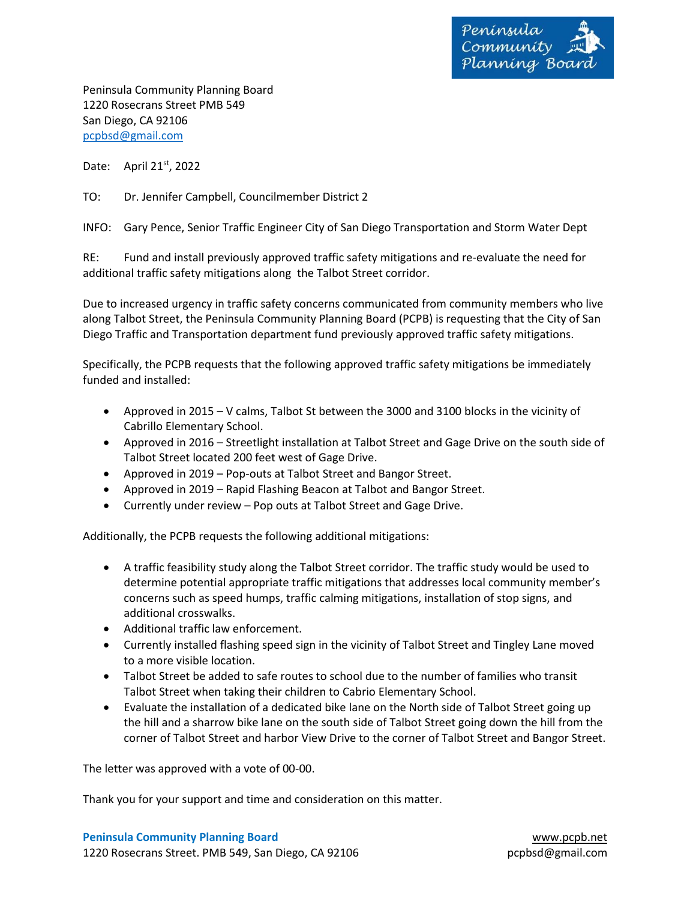Peninsula Community Planning Board

Peninsula Community Planning Board
1220 Rosecrans Street PMB 549
San Diego, CA 92106
pcpbsd@gmail.com

Date: April 21st, 2022

TO: Dr. Jennifer Campbell, Councilmember District 2

INFO: Gary Pence, Senior Traffic Engineer City of San Diego Transportation and Storm Water Dept

RE: Fund and install previously approved traffic safety mitigations and re-evaluate the need for additional traffic safety mitigations along the Talbot Street corridor.

Due to increased urgency in traffic safety concerns communicated from community members who live along Talbot Street, the Peninsula Community Planning Board (PCPB) is requesting that the City of San Diego Traffic and Transportation department fund previously approved traffic safety mitigations.

Specifically, the PCPB requests that the following approved traffic safety mitigations be immediately funded and installed:

- Approved in 2015 – V calms, Talbot St between the 3000 and 3100 blocks in the vicinity of Cabrillo Elementary School.
- Approved in 2016 – Streetlight installation at Talbot Street and Gage Drive on the south side of Talbot Street located 200 feet west of Gage Drive.
- Approved in 2019 – Pop-outs at Talbot Street and Bangor Street.
- Approved in 2019 – Rapid Flashing Beacon at Talbot and Bangor Street.
- Currently under review – Pop outs at Talbot Street and Gage Drive.

Additionally, the PCPB requests the following additional mitigations:

- A traffic feasibility study along the Talbot Street corridor. The traffic study would be used to determine potential appropriate traffic mitigations that addresses local community member's concerns such as speed humps, traffic calming mitigations, installation of stop signs, and additional crosswalks.
- Additional traffic law enforcement.
- Currently installed flashing speed sign in the vicinity of Talbot Street and Tingley Lane moved to a more visible location.
- Talbot Street be added to safe routes to school due to the number of families who transit Talbot Street when taking their children to Cabrio Elementary School.
- Evaluate the installation of a dedicated bike lane on the North side of Talbot Street going up the hill and a sharrow bike lane on the south side of Talbot Street going down the hill from the corner of Talbot Street and harbor View Drive to the corner of Talbot Street and Bangor Street.

The letter was approved with a vote of 00-00.

Thank you for your support and time and consideration on this matter.

**Peninsula Community Planning Board**
1220 Rosecrans Street. PMB 549, San Diego, CA 92106

www.pcpb.net
pcpbsd@gmail.com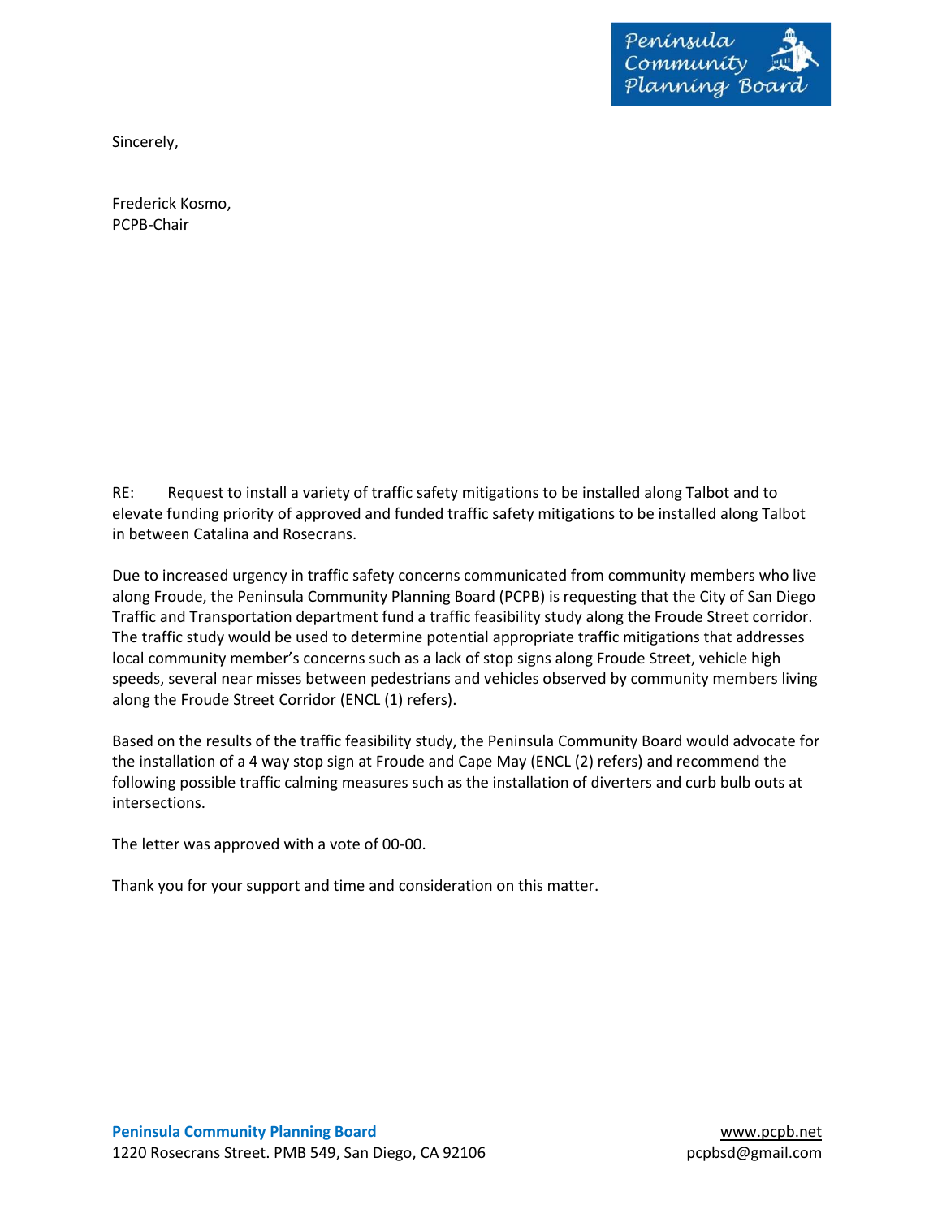Sincerely,

Frederick Kosmo,
PCPB-Chair

RE: Request to install a variety of traffic safety mitigations to be installed along Talbot and to elevate funding priority of approved and funded traffic safety mitigations to be installed along Talbot in between Catalina and Rosecrans.

Due to increased urgency in traffic safety concerns communicated from community members who live along Froude, the Peninsula Community Planning Board (PCPB) is requesting that the City of San Diego Traffic and Transportation department fund a traffic feasibility study along the Froude Street corridor. The traffic study would be used to determine potential appropriate traffic mitigations that addresses local community member's concerns such as a lack of stop signs along Froude Street, vehicle high speeds, several near misses between pedestrians and vehicles observed by community members living along the Froude Street Corridor (ENCL (1) refers).

Based on the results of the traffic feasibility study, the Peninsula Community Board would advocate for the installation of a 4 way stop sign at Froude and Cape May (ENCL (2) refers) and recommend the following possible traffic calming measures such as the installation of diverters and curb bulb outs at intersections.

The letter was approved with a vote of 00-00.

Thank you for your support and time and consideration on this matter.

**Peninsula Community Planning Board**
1220 Rosecrans Street. PMB 549, San Diego, CA 92106

www.pcpb.net
pcpbsd@gmail.com